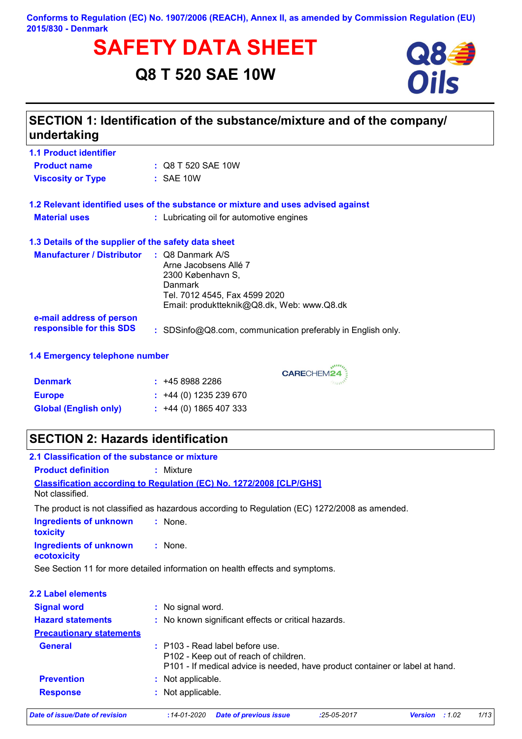Conforms to Regulation (EC) No. 1907/2006 (REACH), Annex II, as amended by Commission Regulation (EU) 2015/830 - Denmark

# SAFETY DATA SHEET

## Q8 T 520 SAE 10W

## SECTION 1: Identification of the substance/mixture and of the company/ undertaking

### 1.1 Product identifier

**Product name** : Q8 T 520 SAE 10W

**Viscosity or Type** : SAE 10W

### 1.2 Relevant identified uses of the substance or mixture and uses advised against

**Material uses** : Lubricating oil for automotive engines

### 1.3 Details of the supplier of the safety data sheet

**Manufacturer / Distributor** : Q8 Danmark A/S
Arne Jacobsens Allé 7
2300 København S,
Danmark
Tel. 7012 4545, Fax 4599 2020
Email: produktteknik@Q8.dk, Web: www.Q8.dk

**e-mail address of person responsible for this SDS** : SDSinfo@Q8.com, communication preferably in English only.

### 1.4 Emergency telephone number

CARECHEM24

**Denmark** : +45 8988 2286

**Europe** : +44 (0) 1235 239 670

**Global (English only)** : +44 (0) 1865 407 333

## SECTION 2: Hazards identification

### 2.1 Classification of the substance or mixture

**Product definition** : Mixture

**Classification according to Regulation (EC) No. 1272/2008 [CLP/GHS]**

Not classified.

The product is not classified as hazardous according to Regulation (EC) 1272/2008 as amended.

**Ingredients of unknown toxicity** : None.

**Ingredients of unknown ecotoxicity** : None.

See Section 11 for more detailed information on health effects and symptoms.

### 2.2 Label elements

**Signal word** : No signal word.

**Hazard statements** : No known significant effects or critical hazards.

**Precautionary statements**

**General** : P103 - Read label before use.
P102 - Keep out of reach of children.
P101 - If medical advice is needed, have product container or label at hand.

**Prevention** : Not applicable.

**Response** : Not applicable.

*Date of issue/Date of revision* : 14-01-2020 *Date of previous issue* : 25-05-2017 *Version* : 1.02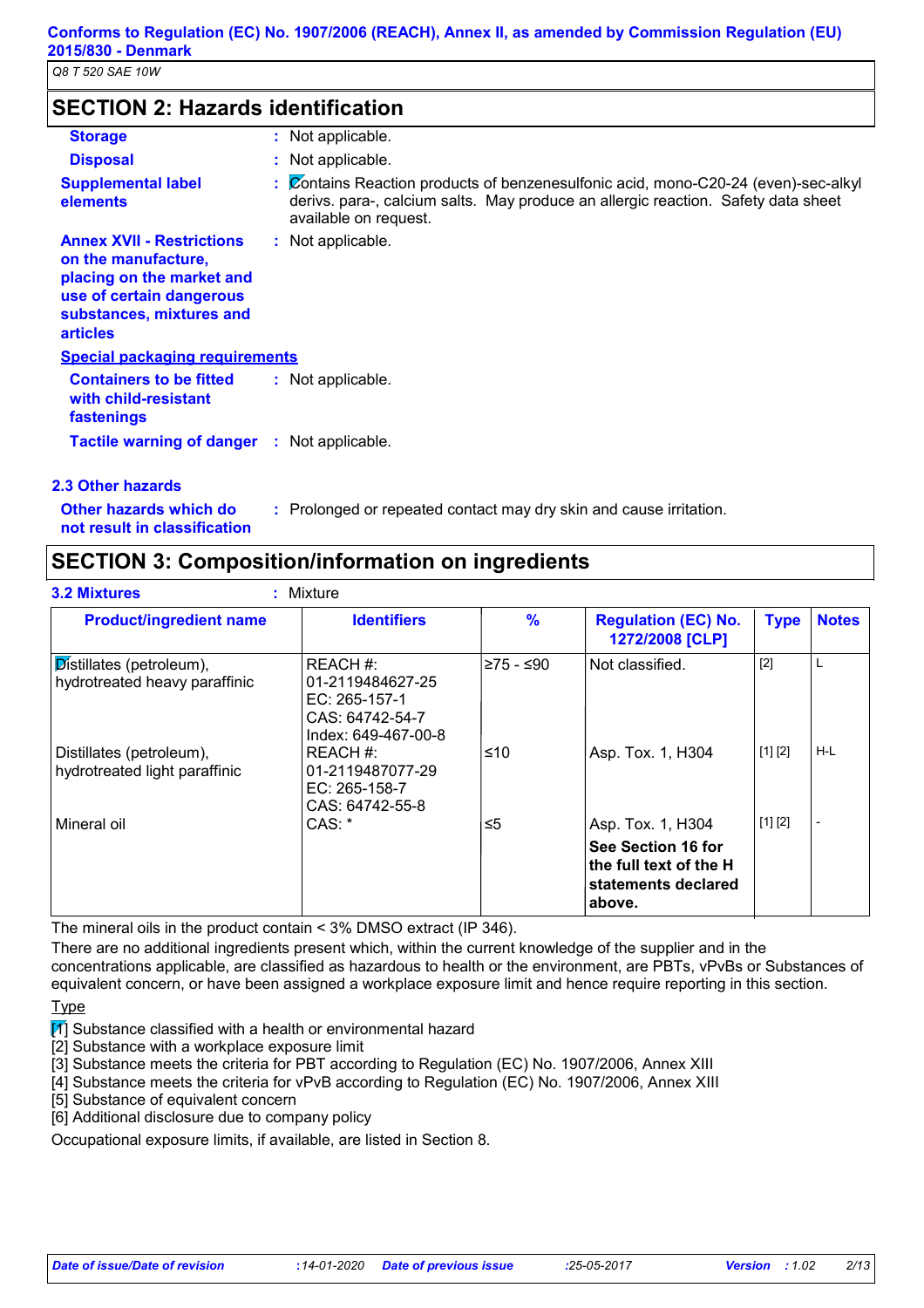## SECTION 2: Hazards identification

**Storage** : Not applicable.

**Disposal** : Not applicable.

**Supplemental label elements** : Contains Reaction products of benzenesulfonic acid, mono-C20-24 (even)-sec-alkyl derivs. para-, calcium salts. May produce an allergic reaction. Safety data sheet available on request.

**Annex XVII - Restrictions on the manufacture, placing on the market and use of certain dangerous substances, mixtures and articles** : Not applicable.

**Special packaging requirements**

**Containers to be fitted with child-resistant fastenings** : Not applicable.

**Tactile warning of danger** : Not applicable.

### 2.3 Other hazards

**Other hazards which do not result in classification** : Prolonged or repeated contact may dry skin and cause irritation.

## SECTION 3: Composition/information on ingredients

**3.2 Mixtures** : Mixture

| Product/ingredient name | Identifiers | % | Regulation (EC) No. 1272/2008 [CLP] | Type | Notes |
|---|---|---|---|---|---|
| Distillates (petroleum), hydrotreated heavy paraffinic | REACH #: 01-2119484627-25 EC: 265-157-1 CAS: 64742-54-7 Index: 649-467-00-8 | ≥75 - ≤90 | Not classified. | [2] | L |
| Distillates (petroleum), hydrotreated light paraffinic | REACH #: 01-2119487077-29 EC: 265-158-7 CAS: 64742-55-8 | ≤10 | Asp. Tox. 1, H304 | [1] [2] | H-L |
| Mineral oil | CAS: * | ≤5 | Asp. Tox. 1, H304 | [1] [2] | - |
| | | | **See Section 16 for the full text of the H statements declared above.** | | |

The mineral oils in the product contain < 3% DMSO extract (IP 346).

There are no additional ingredients present which, within the current knowledge of the supplier and in the concentrations applicable, are classified as hazardous to health or the environment, are PBTs, vPvBs or Substances of equivalent concern, or have been assigned a workplace exposure limit and hence require reporting in this section.

Type

[1] Substance classified with a health or environmental hazard
[2] Substance with a workplace exposure limit
[3] Substance meets the criteria for PBT according to Regulation (EC) No. 1907/2006, Annex XIII
[4] Substance meets the criteria for vPvB according to Regulation (EC) No. 1907/2006, Annex XIII
[5] Substance of equivalent concern
[6] Additional disclosure due to company policy

Occupational exposure limits, if available, are listed in Section 8.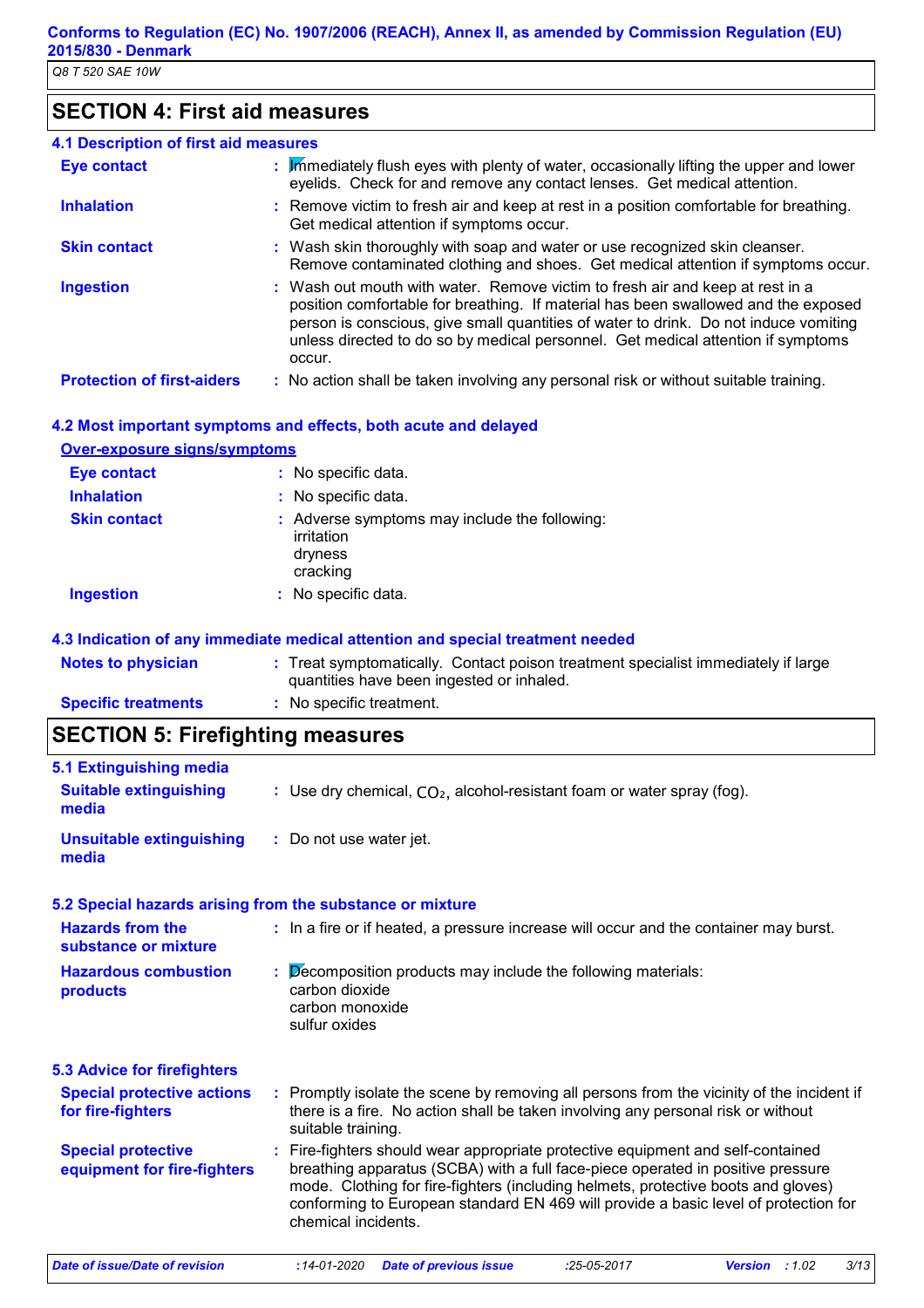## SECTION 4: First aid measures

### 4.1 Description of first aid measures

| | |
|---|---|
| **Eye contact** | Immediately flush eyes with plenty of water, occasionally lifting the upper and lower eyelids. Check for and remove any contact lenses. Get medical attention. |
| **Inhalation** | Remove victim to fresh air and keep at rest in a position comfortable for breathing. Get medical attention if symptoms occur. |
| **Skin contact** | Wash skin thoroughly with soap and water or use recognized skin cleanser. Remove contaminated clothing and shoes. Get medical attention if symptoms occur. |
| **Ingestion** | Wash out mouth with water. Remove victim to fresh air and keep at rest in a position comfortable for breathing. If material has been swallowed and the exposed person is conscious, give small quantities of water to drink. Do not induce vomiting unless directed to do so by medical personnel. Get medical attention if symptoms occur. |
| **Protection of first-aiders** | No action shall be taken involving any personal risk or without suitable training. |

### 4.2 Most important symptoms and effects, both acute and delayed

**Over-exposure signs/symptoms**

| | |
|---|---|
| **Eye contact** | No specific data. |
| **Inhalation** | No specific data. |
| **Skin contact** | Adverse symptoms may include the following:<br>irritation<br>dryness<br>cracking |
| **Ingestion** | No specific data. |

### 4.3 Indication of any immediate medical attention and special treatment needed

| | |
|---|---|
| **Notes to physician** | Treat symptomatically. Contact poison treatment specialist immediately if large quantities have been ingested or inhaled. |
| **Specific treatments** | No specific treatment. |

## SECTION 5: Firefighting measures

### 5.1 Extinguishing media

| | |
|---|---|
| **Suitable extinguishing media** | Use dry chemical, $CO_2$, alcohol-resistant foam or water spray (fog). |
| **Unsuitable extinguishing media** | Do not use water jet. |

### 5.2 Special hazards arising from the substance or mixture

| | |
|---|---|
| **Hazards from the substance or mixture** | In a fire or if heated, a pressure increase will occur and the container may burst. |
| **Hazardous combustion products** | Decomposition products may include the following materials:<br>carbon dioxide<br>carbon monoxide<br>sulfur oxides |

### 5.3 Advice for firefighters

| | |
|---|---|
| **Special protective actions for fire-fighters** | Promptly isolate the scene by removing all persons from the vicinity of the incident if there is a fire. No action shall be taken involving any personal risk or without suitable training. |
| **Special protective equipment for fire-fighters** | Fire-fighters should wear appropriate protective equipment and self-contained breathing apparatus (SCBA) with a full face-piece operated in positive pressure mode. Clothing for fire-fighters (including helmets, protective boots and gloves) conforming to European standard EN 469 will provide a basic level of protection for chemical incidents. |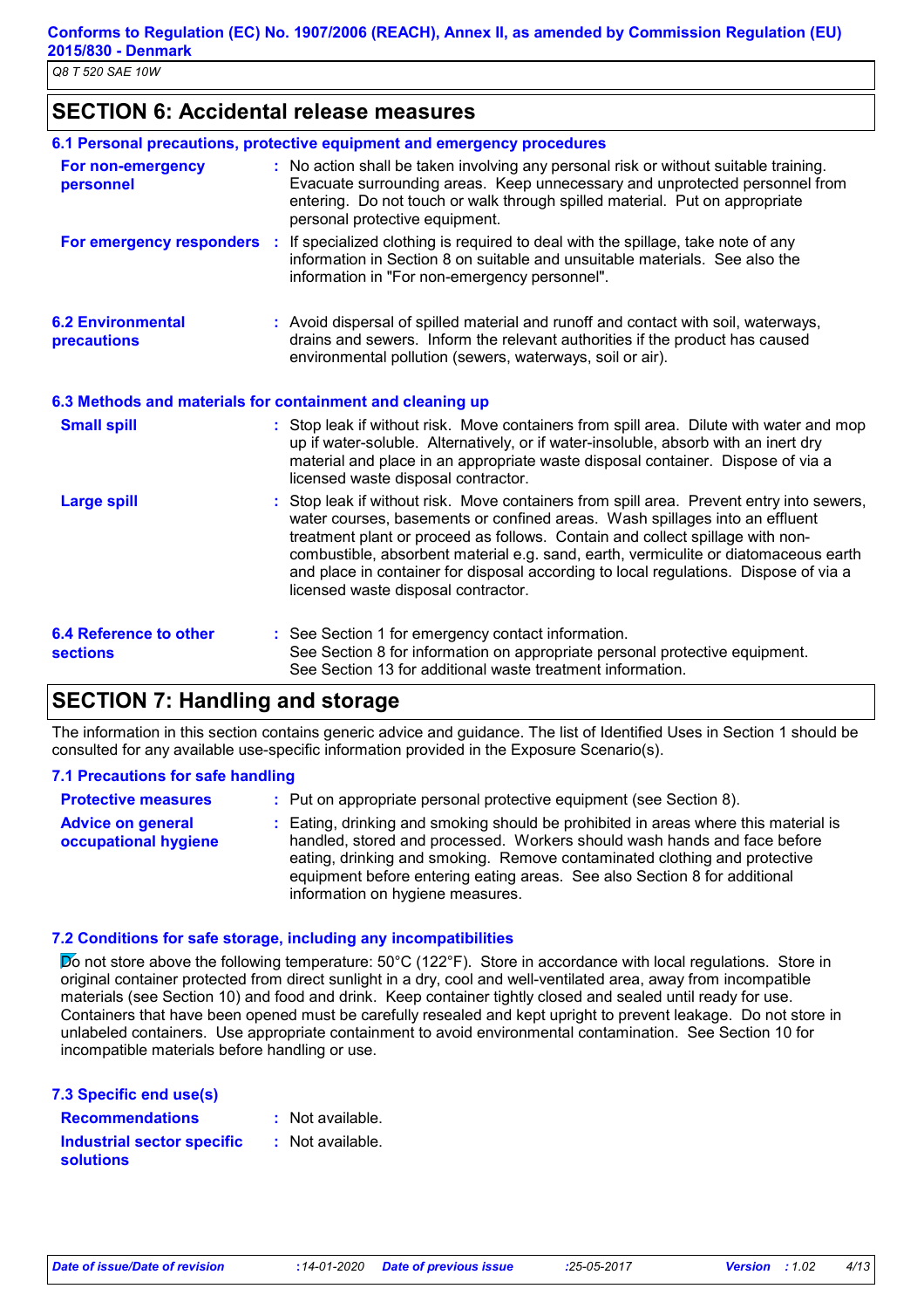## SECTION 6: Accidental release measures

### 6.1 Personal precautions, protective equipment and emergency procedures

**For non-emergency personnel** : No action shall be taken involving any personal risk or without suitable training. Evacuate surrounding areas. Keep unnecessary and unprotected personnel from entering. Do not touch or walk through spilled material. Put on appropriate personal protective equipment.

**For emergency responders** : If specialized clothing is required to deal with the spillage, take note of any information in Section 8 on suitable and unsuitable materials. See also the information in "For non-emergency personnel".

### 6.2 Environmental precautions

: Avoid dispersal of spilled material and runoff and contact with soil, waterways, drains and sewers. Inform the relevant authorities if the product has caused environmental pollution (sewers, waterways, soil or air).

### 6.3 Methods and materials for containment and cleaning up

**Small spill** : Stop leak if without risk. Move containers from spill area. Dilute with water and mop up if water-soluble. Alternatively, or if water-insoluble, absorb with an inert dry material and place in an appropriate waste disposal container. Dispose of via a licensed waste disposal contractor.

**Large spill** : Stop leak if without risk. Move containers from spill area. Prevent entry into sewers, water courses, basements or confined areas. Wash spillages into an effluent treatment plant or proceed as follows. Contain and collect spillage with non-combustible, absorbent material e.g. sand, earth, vermiculite or diatomaceous earth and place in container for disposal according to local regulations. Dispose of via a licensed waste disposal contractor.

### 6.4 Reference to other sections

: See Section 1 for emergency contact information.
See Section 8 for information on appropriate personal protective equipment.
See Section 13 for additional waste treatment information.

## SECTION 7: Handling and storage

The information in this section contains generic advice and guidance. The list of Identified Uses in Section 1 should be consulted for any available use-specific information provided in the Exposure Scenario(s).

### 7.1 Precautions for safe handling

**Protective measures** : Put on appropriate personal protective equipment (see Section 8).

**Advice on general occupational hygiene** : Eating, drinking and smoking should be prohibited in areas where this material is handled, stored and processed. Workers should wash hands and face before eating, drinking and smoking. Remove contaminated clothing and protective equipment before entering eating areas. See also Section 8 for additional information on hygiene measures.

### 7.2 Conditions for safe storage, including any incompatibilities

Do not store above the following temperature: 50°C (122°F). Store in accordance with local regulations. Store in original container protected from direct sunlight in a dry, cool and well-ventilated area, away from incompatible materials (see Section 10) and food and drink. Keep container tightly closed and sealed until ready for use. Containers that have been opened must be carefully resealed and kept upright to prevent leakage. Do not store in unlabeled containers. Use appropriate containment to avoid environmental contamination. See Section 10 for incompatible materials before handling or use.

### 7.3 Specific end use(s)

**Recommendations** : Not available.

**Industrial sector specific solutions** : Not available.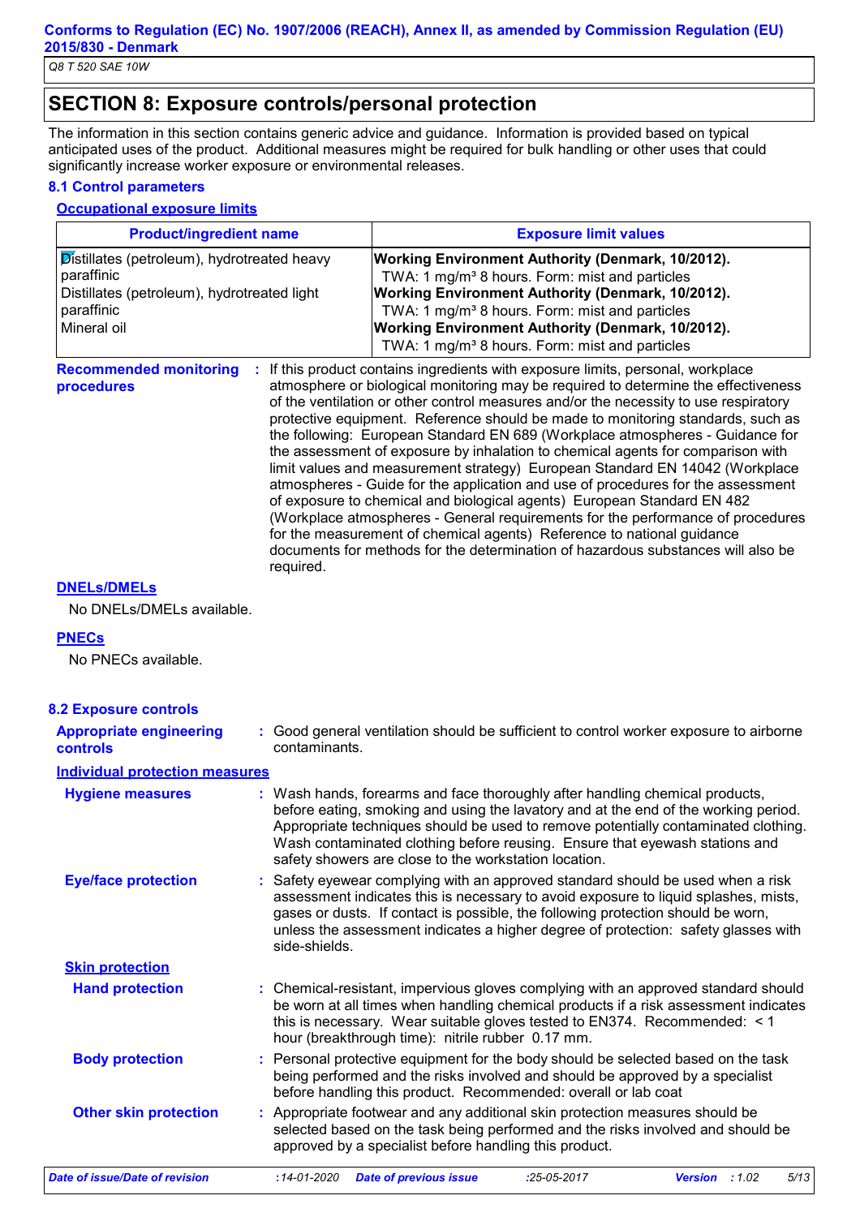## SECTION 8: Exposure controls/personal protection

The information in this section contains generic advice and guidance. Information is provided based on typical anticipated uses of the product. Additional measures might be required for bulk handling or other uses that could significantly increase worker exposure or environmental releases.

### 8.1 Control parameters

**Occupational exposure limits**

| Product/ingredient name | Exposure limit values |
|---|---|
| Distillates (petroleum), hydrotreated heavy paraffinic | **Working Environment Authority (Denmark, 10/2012).** TWA: 1 mg/m³ 8 hours. Form: mist and particles |
| Distillates (petroleum), hydrotreated light paraffinic | **Working Environment Authority (Denmark, 10/2012).** TWA: 1 mg/m³ 8 hours. Form: mist and particles |
| Mineral oil | **Working Environment Authority (Denmark, 10/2012).** TWA: 1 mg/m³ 8 hours. Form: mist and particles |

**Recommended monitoring procedures** : If this product contains ingredients with exposure limits, personal, workplace atmosphere or biological monitoring may be required to determine the effectiveness of the ventilation or other control measures and/or the necessity to use respiratory protective equipment. Reference should be made to monitoring standards, such as the following: European Standard EN 689 (Workplace atmospheres - Guidance for the assessment of exposure by inhalation to chemical agents for comparison with limit values and measurement strategy) European Standard EN 14042 (Workplace atmospheres - Guide for the application and use of procedures for the assessment of exposure to chemical and biological agents) European Standard EN 482 (Workplace atmospheres - General requirements for the performance of procedures for the measurement of chemical agents) Reference to national guidance documents for methods for the determination of hazardous substances will also be required.

**DNELs/DMELs**

No DNELs/DMELs available.

**PNECs**

No PNECs available.

### 8.2 Exposure controls

**Appropriate engineering controls** : Good general ventilation should be sufficient to control worker exposure to airborne contaminants.

**Individual protection measures**

**Hygiene measures** : Wash hands, forearms and face thoroughly after handling chemical products, before eating, smoking and using the lavatory and at the end of the working period. Appropriate techniques should be used to remove potentially contaminated clothing. Wash contaminated clothing before reusing. Ensure that eyewash stations and safety showers are close to the workstation location.

**Eye/face protection** : Safety eyewear complying with an approved standard should be used when a risk assessment indicates this is necessary to avoid exposure to liquid splashes, mists, gases or dusts. If contact is possible, the following protection should be worn, unless the assessment indicates a higher degree of protection: safety glasses with side-shields.

**Skin protection**

**Hand protection** : Chemical-resistant, impervious gloves complying with an approved standard should be worn at all times when handling chemical products if a risk assessment indicates this is necessary. Wear suitable gloves tested to EN374. Recommended: < 1 hour (breakthrough time): nitrile rubber 0.17 mm.

**Body protection** : Personal protective equipment for the body should be selected based on the task being performed and the risks involved and should be approved by a specialist before handling this product. Recommended: overall or lab coat

**Other skin protection** : Appropriate footwear and any additional skin protection measures should be selected based on the task being performed and the risks involved and should be approved by a specialist before handling this product.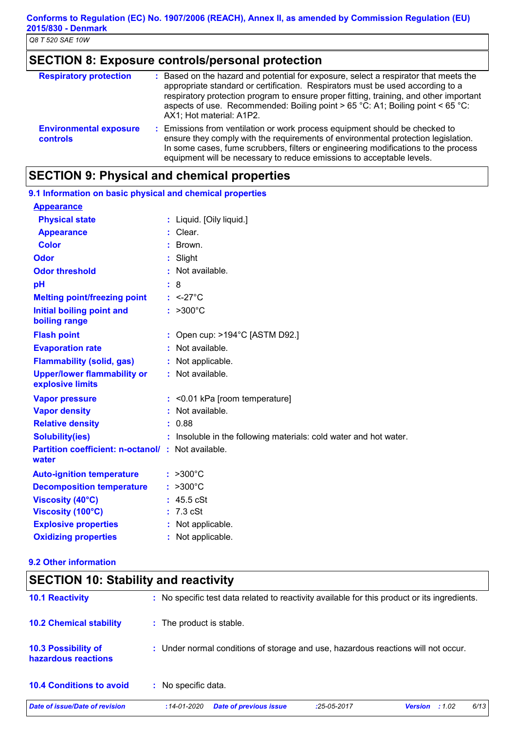## SECTION 8: Exposure controls/personal protection

| | |
|---|---|
| **Respiratory protection** | : Based on the hazard and potential for exposure, select a respirator that meets the appropriate standard or certification. Respirators must be used according to a respiratory protection program to ensure proper fitting, training, and other important aspects of use. Recommended: Boiling point > 65 °C: A1; Boiling point < 65 °C: AX1; Hot material: A1P2. |
| **Environmental exposure controls** | : Emissions from ventilation or work process equipment should be checked to ensure they comply with the requirements of environmental protection legislation. In some cases, fume scrubbers, filters or engineering modifications to the process equipment will be necessary to reduce emissions to acceptable levels. |

## SECTION 9: Physical and chemical properties

### 9.1 Information on basic physical and chemical properties

**Appearance**

| | |
|---|---|
| **Physical state** | : Liquid. [Oily liquid.] |
| **Appearance** | : Clear. |
| **Color** | : Brown. |
| **Odor** | : Slight |
| **Odor threshold** | : Not available. |
| **pH** | : 8 |
| **Melting point/freezing point** | : <-27°C |
| **Initial boiling point and boiling range** | : >300°C |
| **Flash point** | : Open cup: >194°C [ASTM D92.] |
| **Evaporation rate** | : Not available. |
| **Flammability (solid, gas)** | : Not applicable. |
| **Upper/lower flammability or explosive limits** | : Not available. |
| **Vapor pressure** | : <0.01 kPa [room temperature] |
| **Vapor density** | : Not available. |
| **Relative density** | : 0.88 |
| **Solubility(ies)** | : Insoluble in the following materials: cold water and hot water. |
| **Partition coefficient: n-octanol/ water** | : Not available. |
| **Auto-ignition temperature** | : >300°C |
| **Decomposition temperature** | : >300°C |
| **Viscosity (40°C)** | : 45.5 cSt |
| **Viscosity (100°C)** | : 7.3 cSt |
| **Explosive properties** | : Not applicable. |
| **Oxidizing properties** | : Not applicable. |

### 9.2 Other information

## SECTION 10: Stability and reactivity

| | |
|---|---|
| **10.1 Reactivity** | : No specific test data related to reactivity available for this product or its ingredients. |
| **10.2 Chemical stability** | : The product is stable. |
| **10.3 Possibility of hazardous reactions** | : Under normal conditions of storage and use, hazardous reactions will not occur. |
| **10.4 Conditions to avoid** | : No specific data. |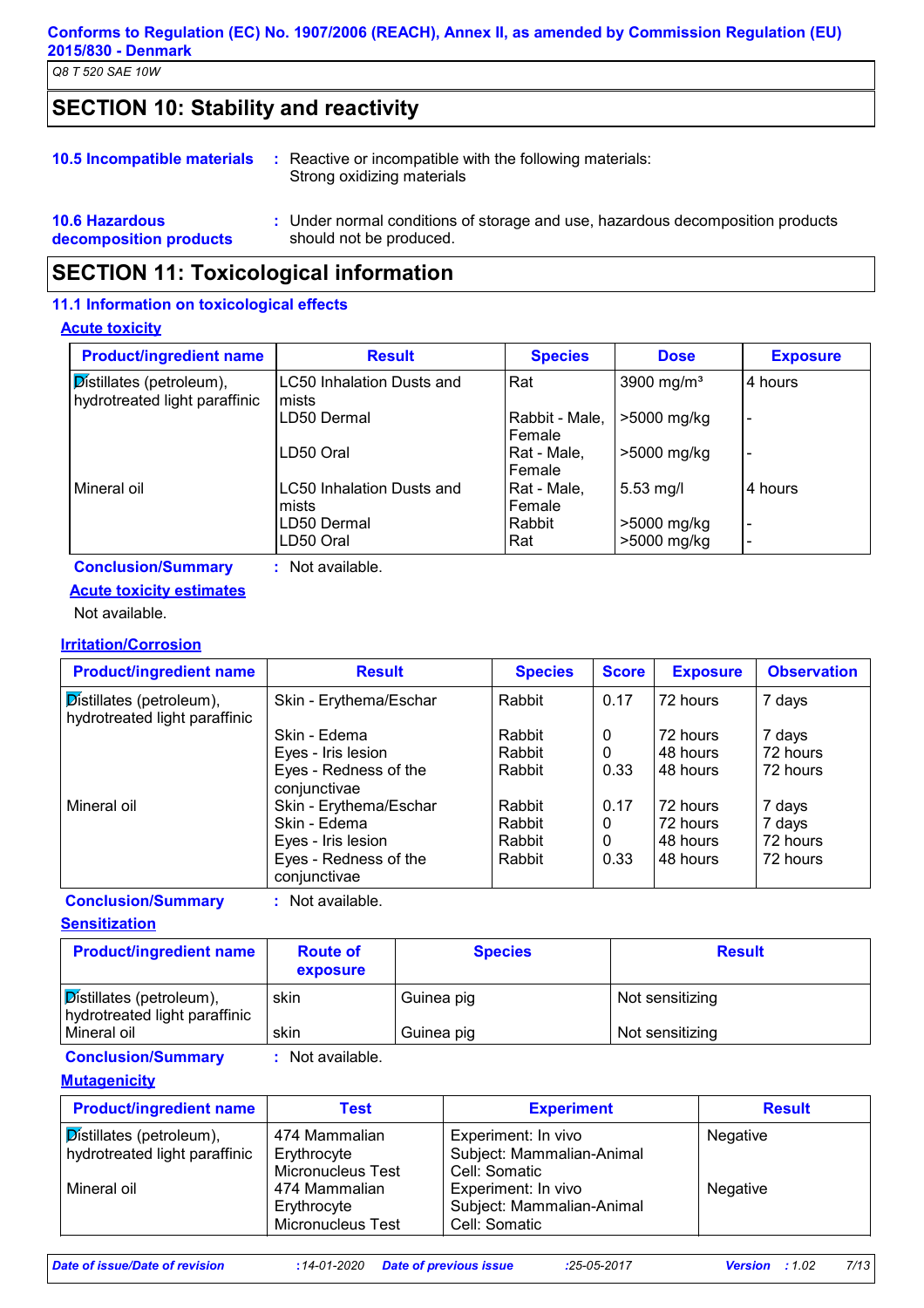Conforms to Regulation (EC) No. 1907/2006 (REACH), Annex II, as amended by Commission Regulation (EU) 2015/830 - Denmark

Q8 T 520 SAE 10W

## SECTION 10: Stability and reactivity

**10.5 Incompatible materials** : Reactive or incompatible with the following materials:
Strong oxidizing materials

**10.6 Hazardous decomposition products** : Under normal conditions of storage and use, hazardous decomposition products should not be produced.

## SECTION 11: Toxicological information

### 11.1 Information on toxicological effects

**Acute toxicity**

| Product/ingredient name | Result | Species | Dose | Exposure |
|---|---|---|---|---|
| Distillates (petroleum), hydrotreated light paraffinic | LC50 Inhalation Dusts and mists | Rat | 3900 mg/m³ | 4 hours |
| | LD50 Dermal | Rabbit - Male, Female | >5000 mg/kg | - |
| | LD50 Oral | Rat - Male, Female | >5000 mg/kg | - |
| Mineral oil | LC50 Inhalation Dusts and mists | Rat - Male, Female | 5.53 mg/l | 4 hours |
| | LD50 Dermal | Rabbit | >5000 mg/kg | - |
| | LD50 Oral | Rat | >5000 mg/kg | - |

**Conclusion/Summary** : Not available.

**Acute toxicity estimates**

Not available.

**Irritation/Corrosion**

| Product/ingredient name | Result | Species | Score | Exposure | Observation |
|---|---|---|---|---|---|
| Distillates (petroleum), hydrotreated light paraffinic | Skin - Erythema/Eschar | Rabbit | 0.17 | 72 hours | 7 days |
| | Skin - Edema | Rabbit | 0 | 72 hours | 7 days |
| | Eyes - Iris lesion | Rabbit | 0 | 48 hours | 72 hours |
| | Eyes - Redness of the conjunctivae | Rabbit | 0.33 | 48 hours | 72 hours |
| Mineral oil | Skin - Erythema/Eschar | Rabbit | 0.17 | 72 hours | 7 days |
| | Skin - Edema | Rabbit | 0 | 72 hours | 7 days |
| | Eyes - Iris lesion | Rabbit | 0 | 48 hours | 72 hours |
| | Eyes - Redness of the conjunctivae | Rabbit | 0.33 | 48 hours | 72 hours |

**Conclusion/Summary** : Not available.

**Sensitization**

| Product/ingredient name | Route of exposure | Species | Result |
|---|---|---|---|
| Distillates (petroleum), hydrotreated light paraffinic | skin | Guinea pig | Not sensitizing |
| Mineral oil | skin | Guinea pig | Not sensitizing |

**Conclusion/Summary** : Not available.

**Mutagenicity**

| Product/ingredient name | Test | Experiment | Result |
|---|---|---|---|
| Distillates (petroleum), hydrotreated light paraffinic | 474 Mammalian Erythrocyte Micronucleus Test | Experiment: In vivo<br>Subject: Mammalian-Animal<br>Cell: Somatic | Negative |
| Mineral oil | 474 Mammalian Erythrocyte Micronucleus Test | Experiment: In vivo<br>Subject: Mammalian-Animal<br>Cell: Somatic | Negative |

*Date of issue/Date of revision* : 14-01-2020 *Date of previous issue* : 25-05-2017 *Version* : 1.02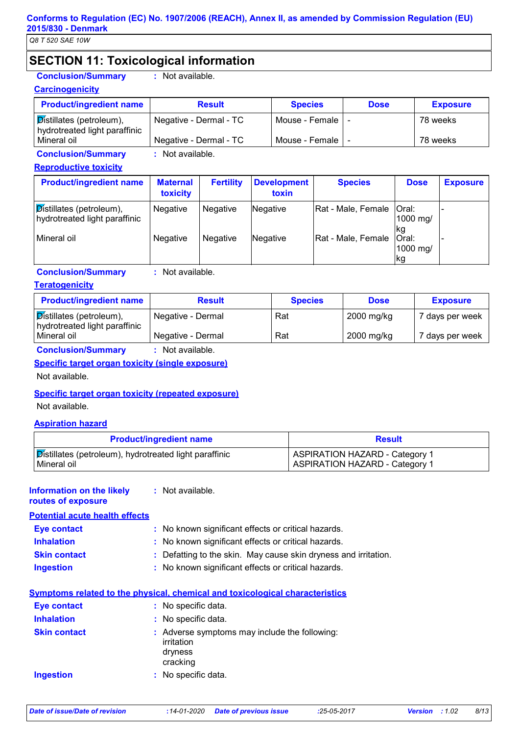## SECTION 11: Toxicological information

**Conclusion/Summary** : Not available.

### Carcinogenicity

| Product/ingredient name | Result | Species | Dose | Exposure |
|---|---|---|---|---|
| Distillates (petroleum), hydrotreated light paraffinic | Negative - Dermal - TC | Mouse - Female | - | 78 weeks |
| Mineral oil | Negative - Dermal - TC | Mouse - Female | - | 78 weeks |

**Conclusion/Summary** : Not available.

### Reproductive toxicity

| Product/ingredient name | Maternal toxicity | Fertility | Development toxin | Species | Dose | Exposure |
|---|---|---|---|---|---|---|
| Distillates (petroleum), hydrotreated light paraffinic | Negative | Negative | Negative | Rat - Male, Female | Oral: 1000 mg/kg | - |
| Mineral oil | Negative | Negative | Negative | Rat - Male, Female | Oral: 1000 mg/kg | - |

**Conclusion/Summary** : Not available.

### Teratogenicity

| Product/ingredient name | Result | Species | Dose | Exposure |
|---|---|---|---|---|
| Distillates (petroleum), hydrotreated light paraffinic | Negative - Dermal | Rat | 2000 mg/kg | 7 days per week |
| Mineral oil | Negative - Dermal | Rat | 2000 mg/kg | 7 days per week |

**Conclusion/Summary** : Not available.

### Specific target organ toxicity (single exposure)

Not available.

### Specific target organ toxicity (repeated exposure)

Not available.

### Aspiration hazard

| Product/ingredient name | Result |
|---|---|
| Distillates (petroleum), hydrotreated light paraffinic | ASPIRATION HAZARD - Category 1 |
| Mineral oil | ASPIRATION HAZARD - Category 1 |

**Information on the likely routes of exposure** : Not available.

### Potential acute health effects

**Eye contact** : No known significant effects or critical hazards.

**Inhalation** : No known significant effects or critical hazards.

**Skin contact** : Defatting to the skin. May cause skin dryness and irritation.

**Ingestion** : No known significant effects or critical hazards.

### Symptoms related to the physical, chemical and toxicological characteristics

**Eye contact** : No specific data.

**Inhalation** : No specific data.

**Skin contact** : Adverse symptoms may include the following:
irritation
dryness
cracking

**Ingestion** : No specific data.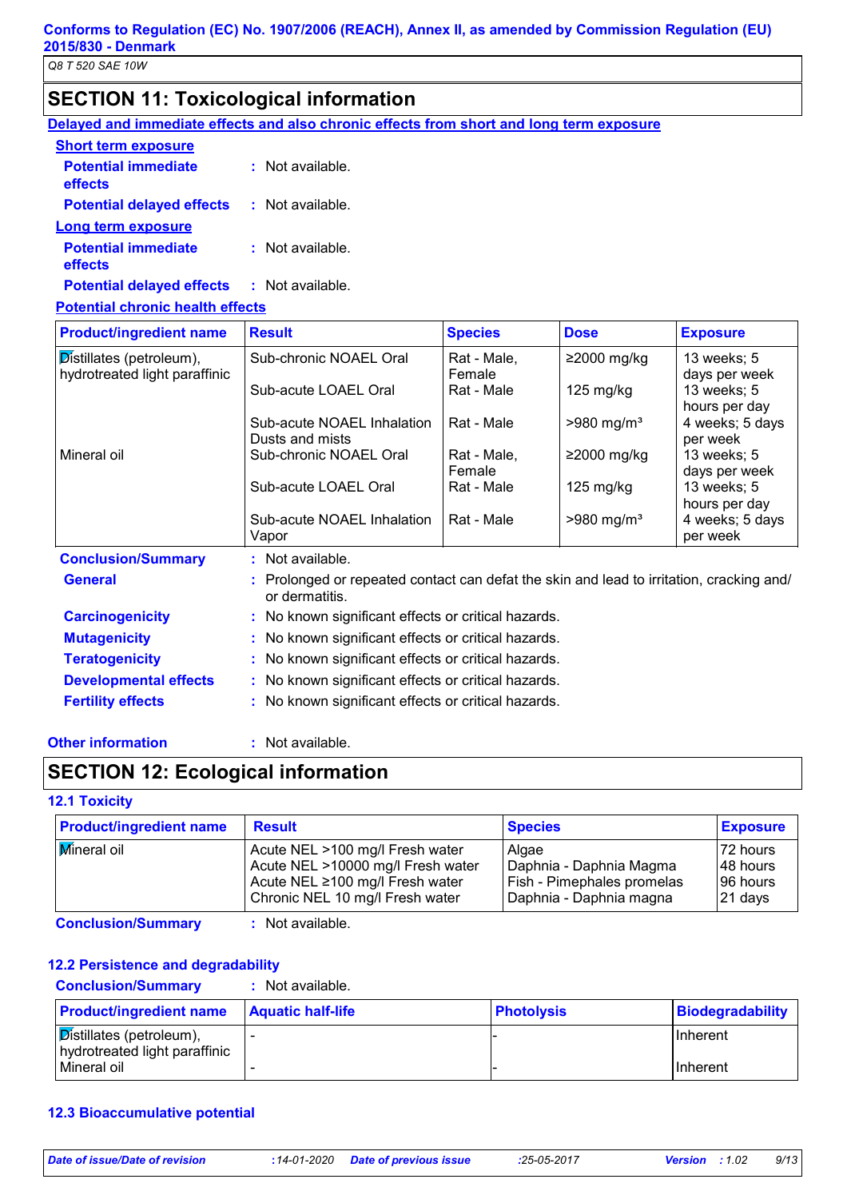Q8 T 520 SAE 10W

## SECTION 11: Toxicological information

**Delayed and immediate effects and also chronic effects from short and long term exposure**

**Short term exposure**

**Potential immediate effects** : Not available.

**Potential delayed effects** : Not available.

**Long term exposure**

**Potential immediate effects** : Not available.

**Potential delayed effects** : Not available.

**Potential chronic health effects**

| Product/ingredient name | Result | Species | Dose | Exposure |
|---|---|---|---|---|
| Distillates (petroleum), hydrotreated light paraffinic | Sub-chronic NOAEL Oral | Rat - Male, Female | ≥2000 mg/kg | 13 weeks; 5 days per week |
| | Sub-acute LOAEL Oral | Rat - Male | 125 mg/kg | 13 weeks; 5 hours per day |
| | Sub-acute NOAEL Inhalation Dusts and mists | Rat - Male | >980 mg/m³ | 4 weeks; 5 days per week |
| Mineral oil | Sub-chronic NOAEL Oral | Rat - Male, Female | ≥2000 mg/kg | 13 weeks; 5 days per week |
| | Sub-acute LOAEL Oral | Rat - Male | 125 mg/kg | 13 weeks; 5 hours per day |
| | Sub-acute NOAEL Inhalation Vapor | Rat - Male | >980 mg/m³ | 4 weeks; 5 days per week |

**Conclusion/Summary** : Not available.

**General** : Prolonged or repeated contact can defat the skin and lead to irritation, cracking and/ or dermatitis.

**Carcinogenicity** : No known significant effects or critical hazards.

**Mutagenicity** : No known significant effects or critical hazards.

**Teratogenicity** : No known significant effects or critical hazards.

**Developmental effects** : No known significant effects or critical hazards.

**Fertility effects** : No known significant effects or critical hazards.

**Other information** : Not available.

## SECTION 12: Ecological information

### 12.1 Toxicity

| Product/ingredient name | Result | Species | Exposure |
|---|---|---|---|
| Mineral oil | Acute NEL >100 mg/l Fresh water | Algae | 72 hours |
| | Acute NEL >10000 mg/l Fresh water | Daphnia - Daphnia Magma | 48 hours |
| | Acute NEL ≥100 mg/l Fresh water | Fish - Pimephales promelas | 96 hours |
| | Chronic NEL 10 mg/l Fresh water | Daphnia - Daphnia magna | 21 days |

**Conclusion/Summary** : Not available.

### 12.2 Persistence and degradability

**Conclusion/Summary** : Not available.

| Product/ingredient name | Aquatic half-life | Photolysis | Biodegradability |
|---|---|---|---|
| Distillates (petroleum), hydrotreated light paraffinic | - | - | Inherent |
| Mineral oil | - | - | Inherent |

### 12.3 Bioaccumulative potential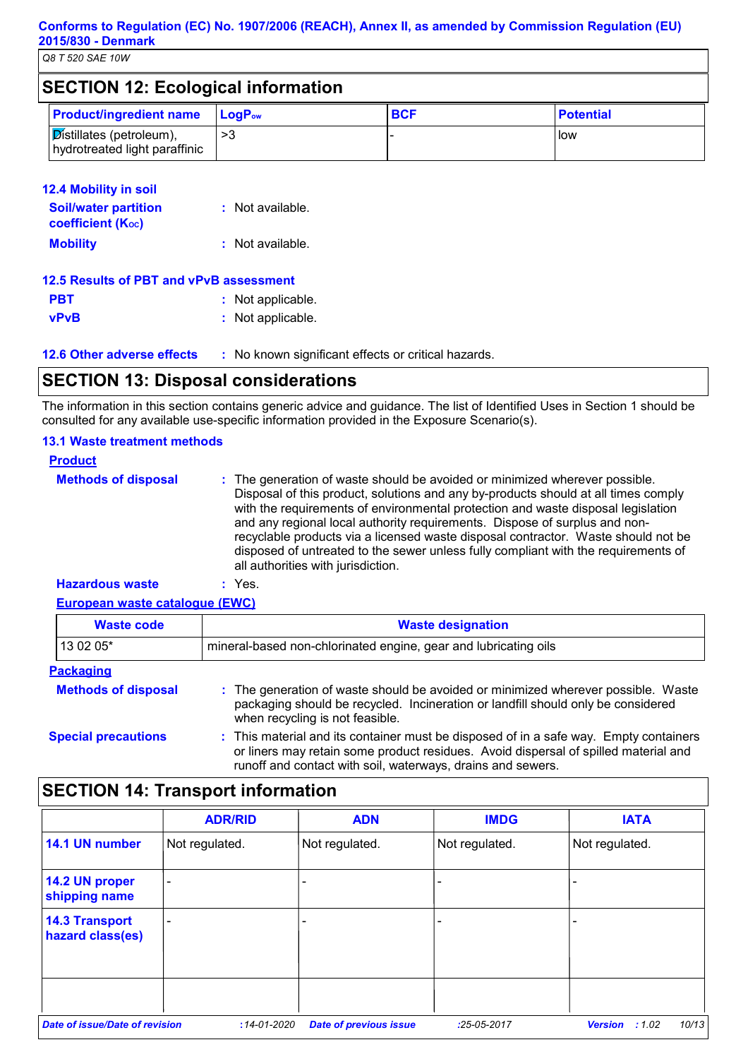## SECTION 12: Ecological information

| Product/ingredient name | $LogP_{ow}$ | BCF | Potential |
|---|---|---|---|
| Distillates (petroleum), hydrotreated light paraffinic | >3 | - | low |

### 12.4 Mobility in soil

**Soil/water partition coefficient ($K_{OC}$)** : Not available.

**Mobility** : Not available.

### 12.5 Results of PBT and vPvB assessment

**PBT** : Not applicable.

**vPvB** : Not applicable.

### 12.6 Other adverse effects

: No known significant effects or critical hazards.

## SECTION 13: Disposal considerations

The information in this section contains generic advice and guidance. The list of Identified Uses in Section 1 should be consulted for any available use-specific information provided in the Exposure Scenario(s).

### 13.1 Waste treatment methods

**Product**

**Methods of disposal** : The generation of waste should be avoided or minimized wherever possible. Disposal of this product, solutions and any by-products should at all times comply with the requirements of environmental protection and waste disposal legislation and any regional local authority requirements. Dispose of surplus and non-recyclable products via a licensed waste disposal contractor. Waste should not be disposed of untreated to the sewer unless fully compliant with the requirements of all authorities with jurisdiction.

**Hazardous waste** : Yes.

**European waste catalogue (EWC)**

| Waste code | Waste designation |
|---|---|
| 13 02 05* | mineral-based non-chlorinated engine, gear and lubricating oils |

**Packaging**

**Methods of disposal** : The generation of waste should be avoided or minimized wherever possible. Waste packaging should be recycled. Incineration or landfill should only be considered when recycling is not feasible.

**Special precautions** : This material and its container must be disposed of in a safe way. Empty containers or liners may retain some product residues. Avoid dispersal of spilled material and runoff and contact with soil, waterways, drains and sewers.

## SECTION 14: Transport information

| | ADR/RID | ADN | IMDG | IATA |
|---|---|---|---|---|
| **14.1 UN number** | Not regulated. | Not regulated. | Not regulated. | Not regulated. |
| **14.2 UN proper shipping name** | - | - | - | - |
| **14.3 Transport hazard class(es)** | - | - | - | - |
| | | | | |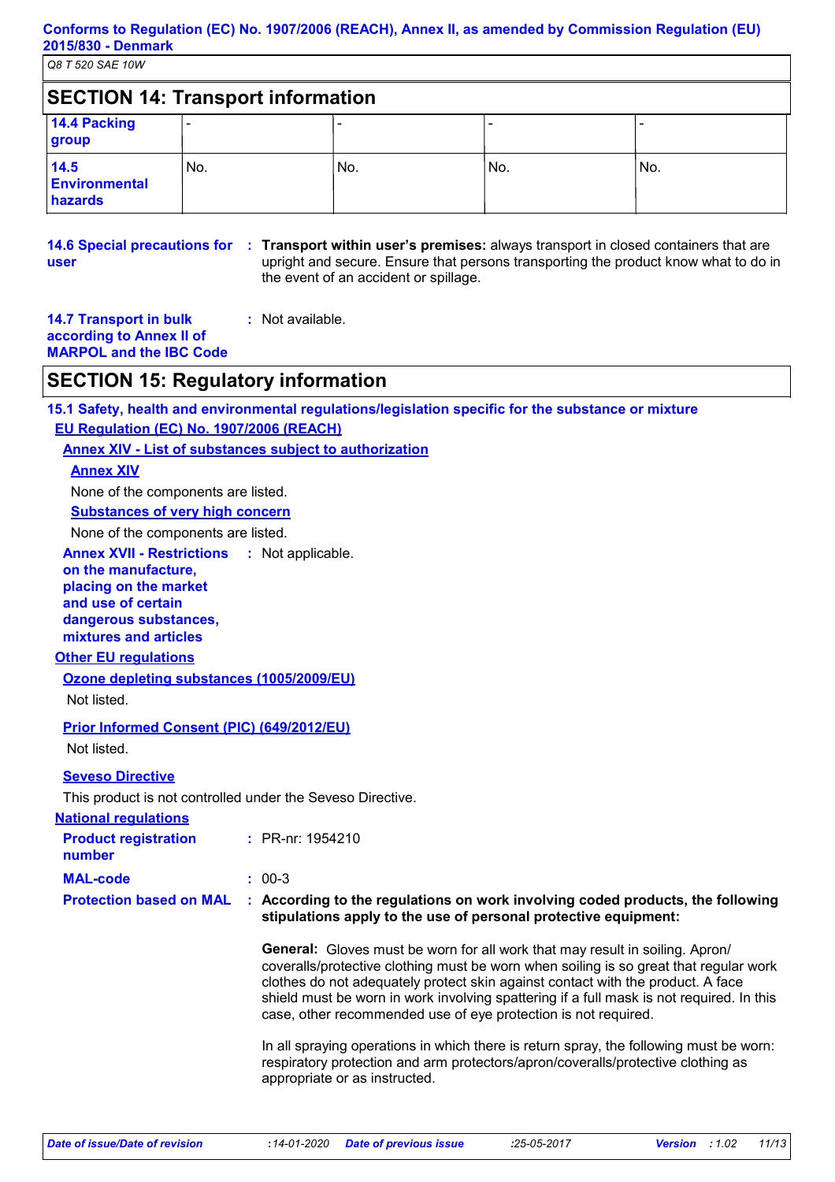## SECTION 14: Transport information

| | | | | |
|---|---|---|---|---|
| **14.4 Packing group** | - | - | - | - |
| **14.5 Environmental hazards** | No. | No. | No. | No. |

**14.6 Special precautions for user** : **Transport within user's premises:** always transport in closed containers that are upright and secure. Ensure that persons transporting the product know what to do in the event of an accident or spillage.

**14.7 Transport in bulk according to Annex II of MARPOL and the IBC Code** : Not available.

## SECTION 15: Regulatory information

### 15.1 Safety, health and environmental regulations/legislation specific for the substance or mixture

**EU Regulation (EC) No. 1907/2006 (REACH)**

**Annex XIV - List of substances subject to authorization**

**Annex XIV**

None of the components are listed.

**Substances of very high concern**

None of the components are listed.

**Annex XVII - Restrictions on the manufacture, placing on the market and use of certain dangerous substances, mixtures and articles** : Not applicable.

**Other EU regulations**

**Ozone depleting substances (1005/2009/EU)**

Not listed.

**Prior Informed Consent (PIC) (649/2012/EU)**

Not listed.

**Seveso Directive**

This product is not controlled under the Seveso Directive.

**National regulations**

**Product registration number** : PR-nr: 1954210

**MAL-code** : 00-3

**Protection based on MAL** : **According to the regulations on work involving coded products, the following stipulations apply to the use of personal protective equipment:**

**General:** Gloves must be worn for all work that may result in soiling. Apron/coveralls/protective clothing must be worn when soiling is so great that regular work clothes do not adequately protect skin against contact with the product. A face shield must be worn in work involving spattering if a full mask is not required. In this case, other recommended use of eye protection is not required.

In all spraying operations in which there is return spray, the following must be worn: respiratory protection and arm protectors/apron/coveralls/protective clothing as appropriate or as instructed.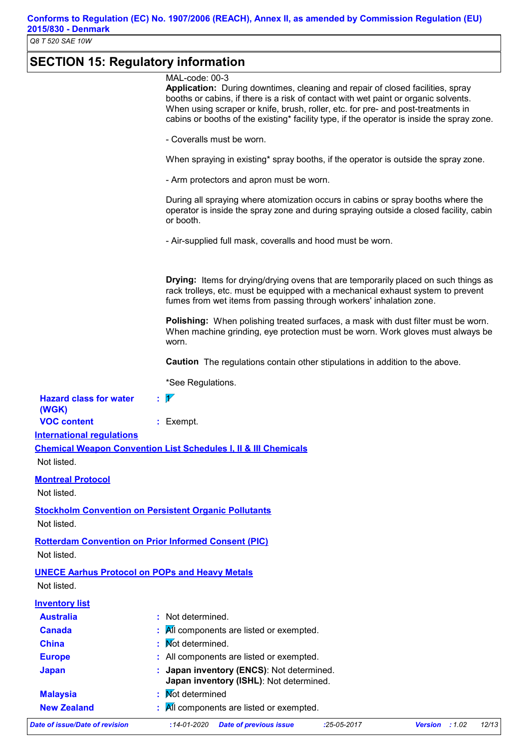## SECTION 15: Regulatory information

MAL-code: 00-3

**Application:** During downtimes, cleaning and repair of closed facilities, spray booths or cabins, if there is a risk of contact with wet paint or organic solvents. When using scraper or knife, brush, roller, etc. for pre- and post-treatments in cabins or booths of the existing* facility type, if the operator is inside the spray zone.

- Coveralls must be worn.

When spraying in existing* spray booths, if the operator is outside the spray zone.

- Arm protectors and apron must be worn.

During all spraying where atomization occurs in cabins or spray booths where the operator is inside the spray zone and during spraying outside a closed facility, cabin or booth.

- Air-supplied full mask, coveralls and hood must be worn.

**Drying:** Items for drying/drying ovens that are temporarily placed on such things as rack trolleys, etc. must be equipped with a mechanical exhaust system to prevent fumes from wet items from passing through workers' inhalation zone.

**Polishing:** When polishing treated surfaces, a mask with dust filter must be worn. When machine grinding, eye protection must be worn. Work gloves must always be worn.

**Caution** The regulations contain other stipulations in addition to the above.

*See Regulations.

**Hazard class for water (WGK)** : 1

**VOC content** : Exempt.

### International regulations

**Chemical Weapon Convention List Schedules I, II & III Chemicals**

Not listed.

**Montreal Protocol**

Not listed.

**Stockholm Convention on Persistent Organic Pollutants**

Not listed.

**Rotterdam Convention on Prior Informed Consent (PIC)**

Not listed.

**UNECE Aarhus Protocol on POPs and Heavy Metals**

Not listed.

### Inventory list

**Australia** : Not determined.

**Canada** : All components are listed or exempted.

**China** : Not determined.

**Europe** : All components are listed or exempted.

**Japan** : **Japan inventory (ENCS)**: Not determined.
**Japan inventory (ISHL)**: Not determined.

**Malaysia** : Not determined

**New Zealand** : All components are listed or exempted.

*Date of issue/Date of revision* : 14-01-2020 *Date of previous issue* : 25-05-2017 *Version* : 1.02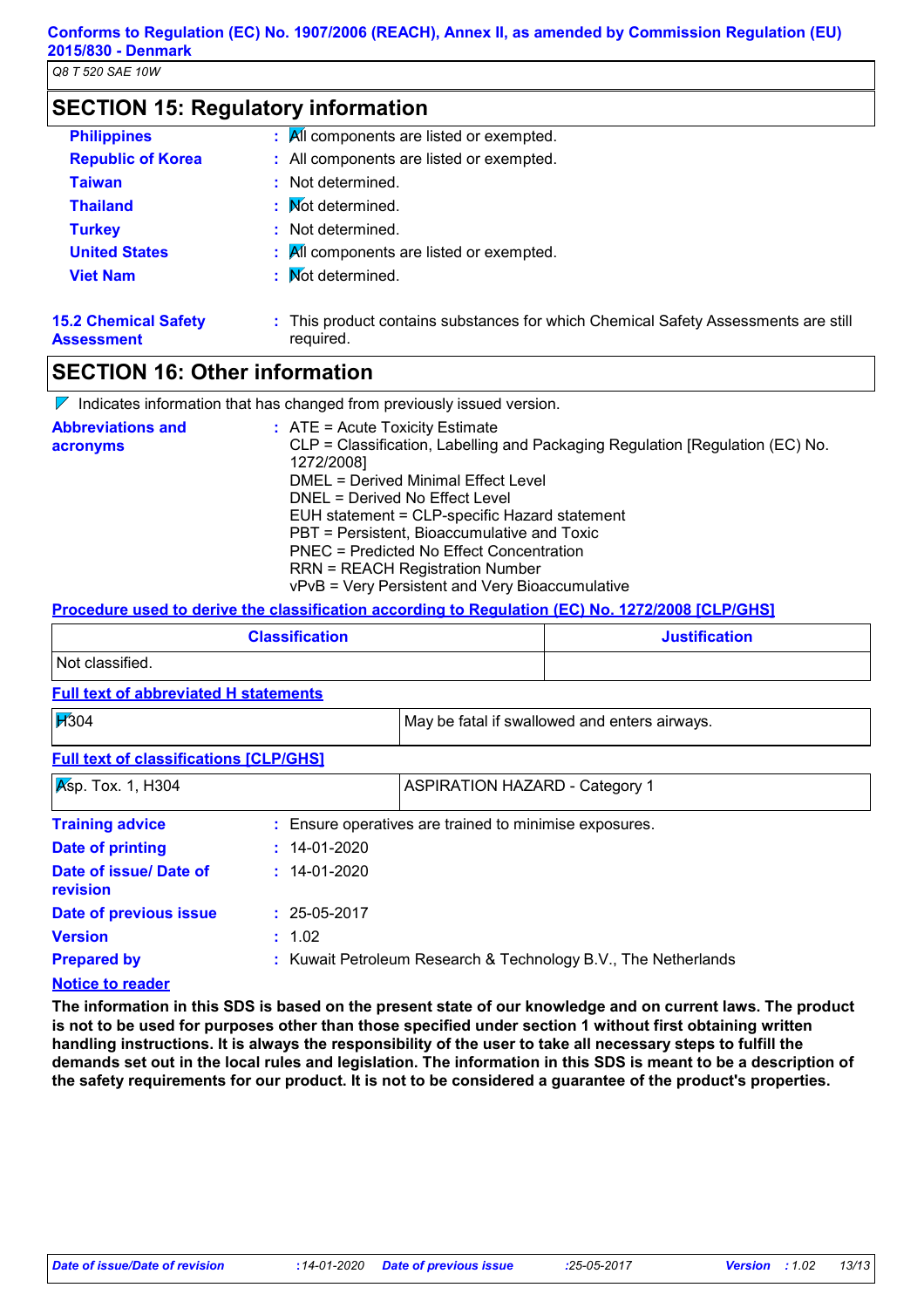## SECTION 15: Regulatory information

| | |
|---|---|
| **Philippines** | : All components are listed or exempted. |
| **Republic of Korea** | : All components are listed or exempted. |
| **Taiwan** | : Not determined. |
| **Thailand** | : Not determined. |
| **Turkey** | : Not determined. |
| **United States** | : All components are listed or exempted. |
| **Viet Nam** | : Not determined. |

**15.2 Chemical Safety Assessment** : This product contains substances for which Chemical Safety Assessments are still required.

## SECTION 16: Other information

Indicates information that has changed from previously issued version.

**Abbreviations and acronyms** :
ATE = Acute Toxicity Estimate
CLP = Classification, Labelling and Packaging Regulation [Regulation (EC) No. 1272/2008]
DMEL = Derived Minimal Effect Level
DNEL = Derived No Effect Level
EUH statement = CLP-specific Hazard statement
PBT = Persistent, Bioaccumulative and Toxic
PNEC = Predicted No Effect Concentration
RRN = REACH Registration Number
vPvB = Very Persistent and Very Bioaccumulative

**Procedure used to derive the classification according to Regulation (EC) No. 1272/2008 [CLP/GHS]**

| Classification | Justification |
|---|---|
| Not classified. | |

**Full text of abbreviated H statements**

| | |
|---|---|
| H304 | May be fatal if swallowed and enters airways. |

**Full text of classifications [CLP/GHS]**

| | |
|---|---|
| Asp. Tox. 1, H304 | ASPIRATION HAZARD - Category 1 |

| | |
|---|---|
| **Training advice** | : Ensure operatives are trained to minimise exposures. |
| **Date of printing** | : 14-01-2020 |
| **Date of issue/ Date of revision** | : 14-01-2020 |
| **Date of previous issue** | : 25-05-2017 |
| **Version** | : 1.02 |
| **Prepared by** | : Kuwait Petroleum Research & Technology B.V., The Netherlands |

**Notice to reader**

**The information in this SDS is based on the present state of our knowledge and on current laws. The product is not to be used for purposes other than those specified under section 1 without first obtaining written handling instructions. It is always the responsibility of the user to take all necessary steps to fulfill the demands set out in the local rules and legislation. The information in this SDS is meant to be a description of the safety requirements for our product. It is not to be considered a guarantee of the product's properties.**